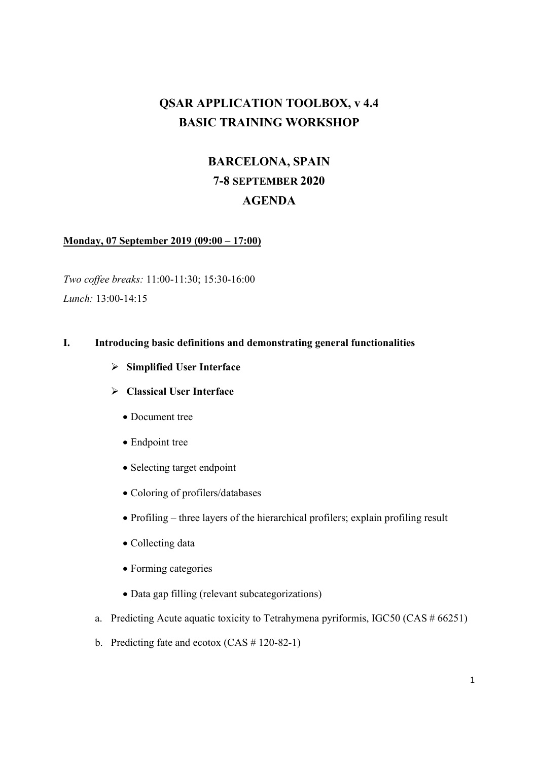# QSAR APPLICATION TOOLBOX, v 4.4
# BASIC TRAINING WORKSHOP

## BARCELONA, SPAIN
## 7-8 SEPTEMBER 2020
## AGENDA

**Monday, 07 September 2019 (09:00 – 17:00)**

*Two coffee breaks:* 11:00-11:30; 15:30-16:00

*Lunch:* 13:00-14:15

### I. Introducing basic definitions and demonstrating general functionalities

- **Simplified User Interface**
- **Classical User Interface**
    - Document tree
    - Endpoint tree
    - Selecting target endpoint
    - Coloring of profilers/databases
    - Profiling – three layers of the hierarchical profilers; explain profiling result
    - Collecting data
    - Forming categories
    - Data gap filling (relevant subcategorizations)

a. Predicting Acute aquatic toxicity to Tetrahymena pyriformis, IGC50 (CAS # 66251)

b. Predicting fate and ecotox (CAS # 120-82-1)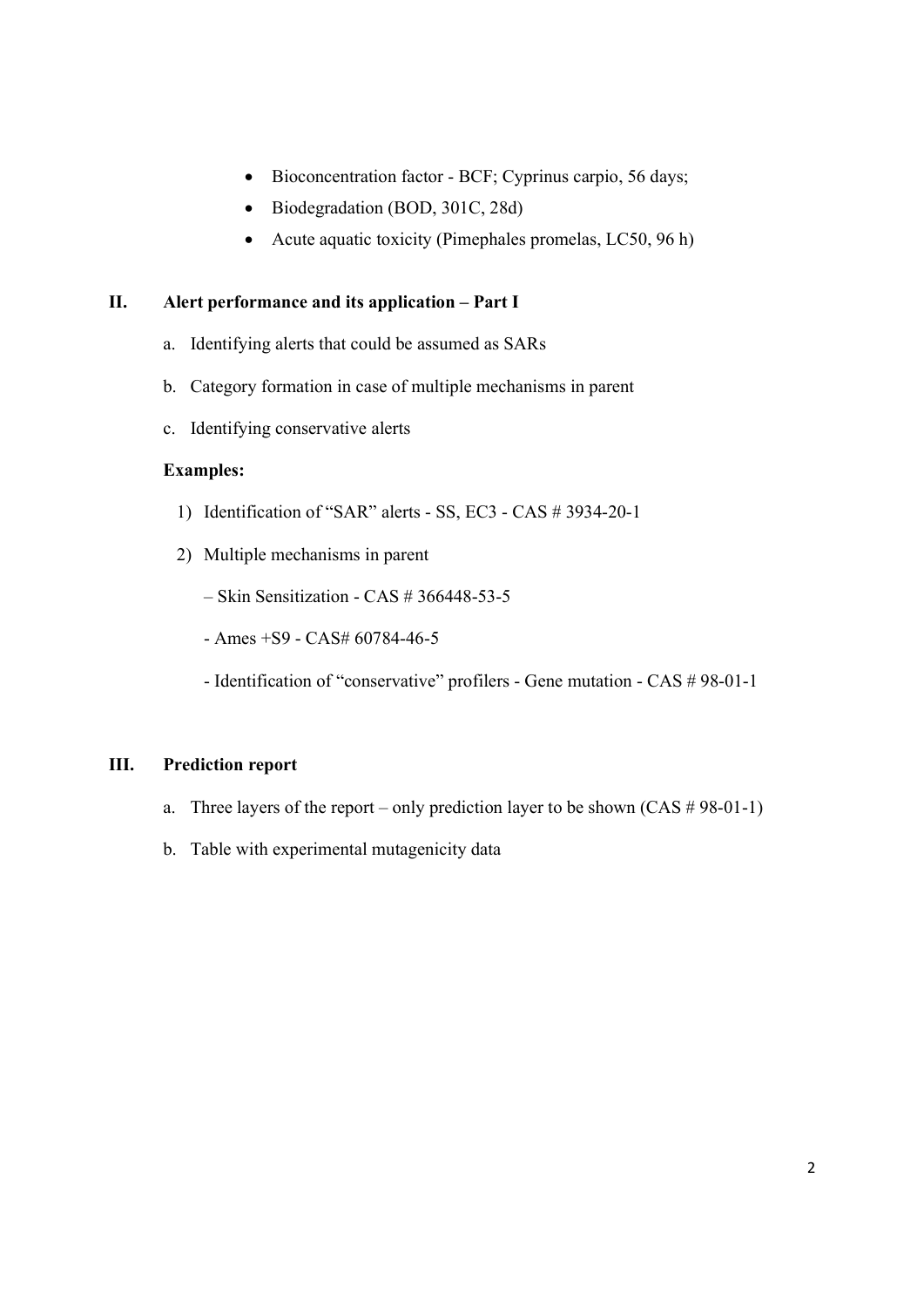- Bioconcentration factor - BCF; Cyprinus carpio, 56 days;
- Biodegradation (BOD, 301C, 28d)
- Acute aquatic toxicity (Pimephales promelas, LC50, 96 h)

## II. Alert performance and its application – Part I

a. Identifying alerts that could be assumed as SARs

b. Category formation in case of multiple mechanisms in parent

c. Identifying conservative alerts

**Examples:**

1) Identification of "SAR" alerts - SS, EC3 - CAS # 3934-20-1

2) Multiple mechanisms in parent

   – Skin Sensitization - CAS # 366448-53-5

   - Ames +S9 - CAS# 60784-46-5

   - Identification of "conservative" profilers - Gene mutation - CAS # 98-01-1

## III. Prediction report

a. Three layers of the report – only prediction layer to be shown (CAS # 98-01-1)

b. Table with experimental mutagenicity data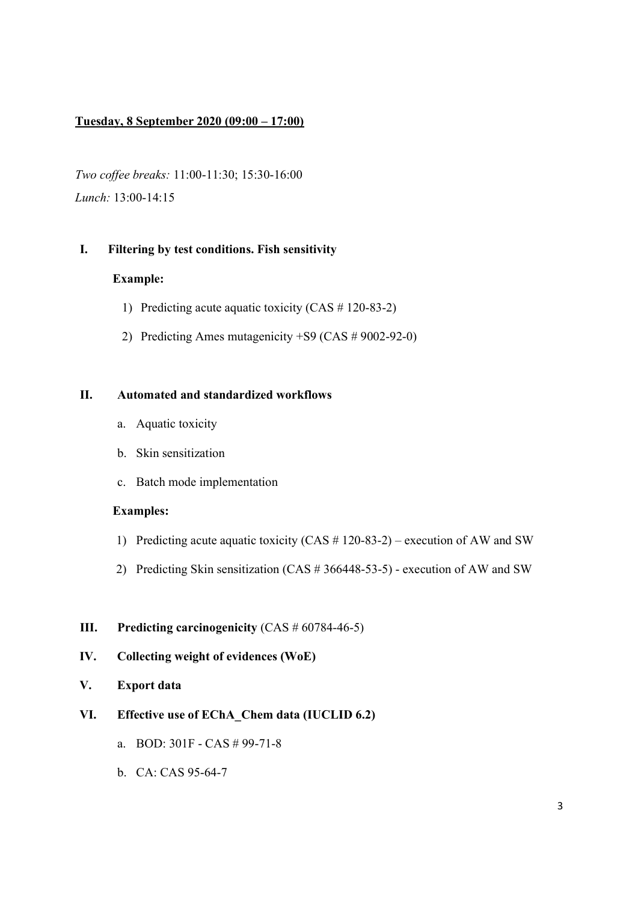**Tuesday, 8 September 2020 (09:00 – 17:00)**

*Two coffee breaks:* 11:00-11:30; 15:30-16:00

*Lunch:* 13:00-14:15

**I. Filtering by test conditions. Fish sensitivity**

**Example:**

1) Predicting acute aquatic toxicity (CAS # 120-83-2)
2) Predicting Ames mutagenicity +S9 (CAS # 9002-92-0)

**II. Automated and standardized workflows**

a. Aquatic toxicity
b. Skin sensitization
c. Batch mode implementation

**Examples:**

1) Predicting acute aquatic toxicity (CAS # 120-83-2) – execution of AW and SW
2) Predicting Skin sensitization (CAS # 366448-53-5) - execution of AW and SW

**III. Predicting carcinogenicity** (CAS # 60784-46-5)

**IV. Collecting weight of evidences (WoE)**

**V. Export data**

**VI. Effective use of EChA_Chem data (IUCLID 6.2)**

a. BOD: 301F - CAS # 99-71-8
b. CA: CAS 95-64-7